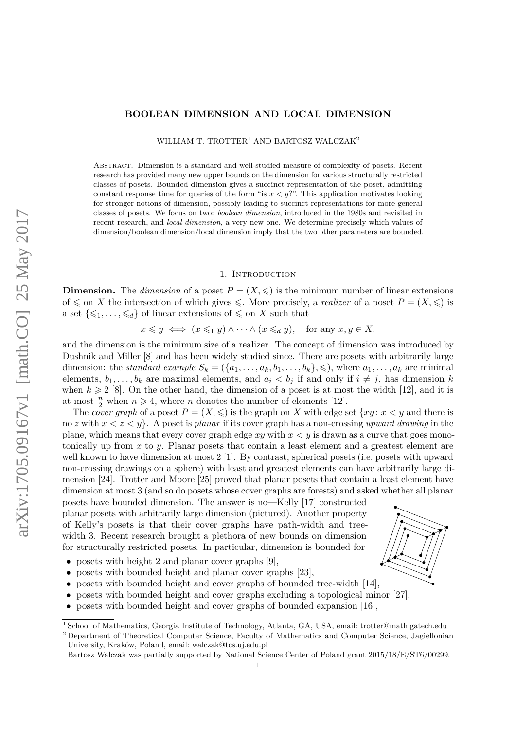# BOOLEAN DIMENSION AND LOCAL DIMENSION

WILLIAM T. TROTTER[1] AND BARTOSZ WALCZAK[2]

Abstract. Dimension is a standard and well-studied measure of complexity of posets. Recent research has provided many new upper bounds on the dimension for various structurally restricted classes of posets. Bounded dimension gives a succinct representation of the poset, admitting constant response time for queries of the form "is $x < y$?". This application motivates looking for stronger notions of dimension, possibly leading to succinct representations for more general classes of posets. We focus on two: *boolean dimension*, introduced in the 1980s and revisited in recent research, and *local dimension*, a very new one. We determine precisely which values of dimension/boolean dimension/local dimension imply that the two other parameters are bounded.

## 1. Introduction

**Dimension.** The *dimension* of a poset $P = (X, \leqslant)$ is the minimum number of linear extensions of $\leqslant$ on $X$ the intersection of which gives $\leqslant$. More precisely, a *realizer* of a poset $P = (X, \leqslant)$ is a set $\{\leqslant_1, \dots, \leqslant_d\}$ of linear extensions of $\leqslant$ on $X$ such that

$$x \leqslant y \iff (x \leqslant_1 y) \wedge \dots \wedge (x \leqslant_d y), \quad \text{for any } x, y \in X,$$

and the dimension is the minimum size of a realizer. The concept of dimension was introduced by Dushnik and Miller [8] and has been widely studied since. There are posets with arbitrarily large dimension: the *standard example* $S_k = (\{a_1, \dots, a_k, b_1, \dots, b_k\}, \leqslant)$, where $a_1, \dots, a_k$ are minimal elements, $b_1, \dots, b_k$ are maximal elements, and $a_i < b_j$ if and only if $i \neq j$, has dimension $k$ when $k \geqslant 2$ [8]. On the other hand, the dimension of a poset is at most the width [12], and it is at most $\frac{n}{2}$ when $n \geqslant 4$, where $n$ denotes the number of elements [12].

The *cover graph* of a poset $P = (X, \leqslant)$ is the graph on $X$ with edge set $\{xy \colon x < y$ and there is no $z$ with $x < z < y\}$. A poset is *planar* if its cover graph has a non-crossing *upward drawing* in the plane, which means that every cover graph edge $xy$ with $x < y$ is drawn as a curve that goes monotonically up from $x$ to $y$. Planar posets that contain a least element and a greatest element are well known to have dimension at most 2 [1]. By contrast, spherical posets (i.e. posets with upward non-crossing drawings on a sphere) with least and greatest elements can have arbitrarily large dimension [24]. Trotter and Moore [25] proved that planar posets that contain a least element have dimension at most 3 (and so do posets whose cover graphs are forests) and asked whether all planar posets have bounded dimension. The answer is no—Kelly [17] constructed planar posets with arbitrarily large dimension (pictured). Another property of Kelly's posets is that their cover graphs have path-width and tree-width 3. Recent research brought a plethora of new bounds on dimension for structurally restricted posets. In particular, dimension is bounded for

- posets with height 2 and planar cover graphs [9],
- posets with bounded height and planar cover graphs [23],
- posets with bounded height and cover graphs of bounded tree-width [14],
- posets with bounded height and cover graphs excluding a topological minor [27],
- posets with bounded height and cover graphs of bounded expansion [16],

[1] School of Mathematics, Georgia Institute of Technology, Atlanta, GA, USA, email: trotter@math.gatech.edu

[2] Department of Theoretical Computer Science, Faculty of Mathematics and Computer Science, Jagiellonian University, Kraków, Poland, email: walczak@tcs.uj.edu.pl

Bartosz Walczak was partially supported by National Science Center of Poland grant 2015/18/E/ST6/00299.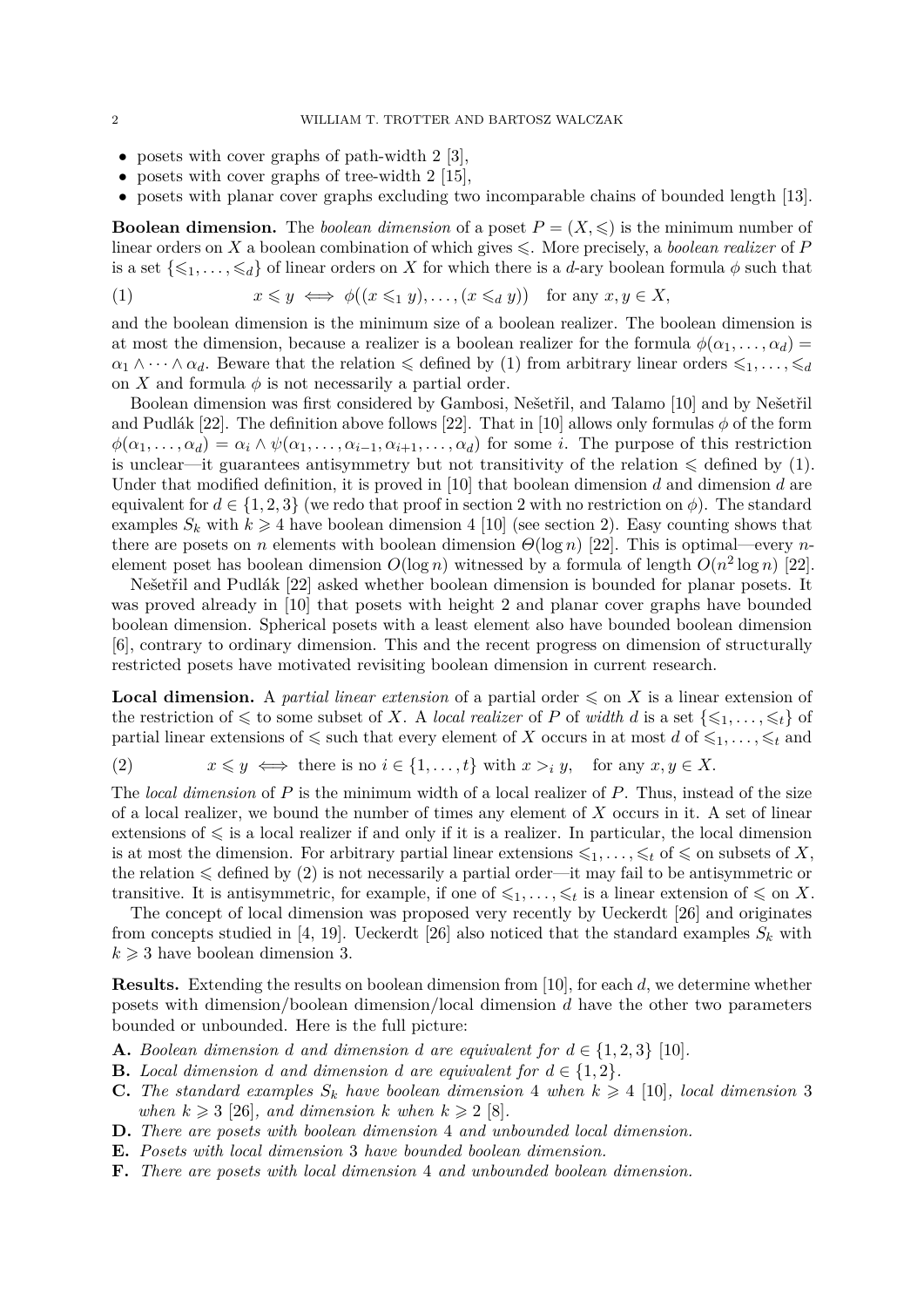- posets with cover graphs of path-width 2 [3],
- posets with cover graphs of tree-width 2 [15],
- posets with planar cover graphs excluding two incomparable chains of bounded length [13].

**Boolean dimension.** The *boolean dimension* of a poset $P = (X, \leqslant)$ is the minimum number of linear orders on $X$ a boolean combination of which gives $\leqslant$. More precisely, a *boolean realizer* of $P$ is a set $\{\leqslant_1, \ldots, \leqslant_d\}$ of linear orders on $X$ for which there is a $d$-ary boolean formula $\phi$ such that

$$x \leqslant y \iff \phi\big((x \leqslant_1 y), \ldots, (x \leqslant_d y)\big) \quad \text{for any } x, y \in X, \tag{1}$$

and the boolean dimension is the minimum size of a boolean realizer. The boolean dimension is at most the dimension, because a realizer is a boolean realizer for the formula $\phi(\alpha_1, \ldots, \alpha_d) = \alpha_1 \wedge \cdots \wedge \alpha_d$. Beware that the relation $\leqslant$ defined by (1) from arbitrary linear orders $\leqslant_1, \ldots, \leqslant_d$ on $X$ and formula $\phi$ is not necessarily a partial order.

Boolean dimension was first considered by Gambosi, Nešetřil, and Talamo [10] and by Nešetřil and Pudlák [22]. The definition above follows [22]. That in [10] allows only formulas $\phi$ of the form $\phi(\alpha_1, \ldots, \alpha_d) = \alpha_i \wedge \psi(\alpha_1, \ldots, \alpha_{i-1}, \alpha_{i+1}, \ldots, \alpha_d)$ for some $i$. The purpose of this restriction is unclear—it guarantees antisymmetry but not transitivity of the relation $\leqslant$ defined by (1). Under that modified definition, it is proved in [10] that boolean dimension $d$ and dimension $d$ are equivalent for $d \in \{1, 2, 3\}$ (we redo that proof in section 2 with no restriction on $\phi$). The standard examples $S_k$ with $k \geqslant 4$ have boolean dimension 4 [10] (see section 2). Easy counting shows that there are posets on $n$ elements with boolean dimension $\Theta(\log n)$ [22]. This is optimal—every $n$-element poset has boolean dimension $O(\log n)$ witnessed by a formula of length $O(n^2 \log n)$ [22].

Nešetřil and Pudlák [22] asked whether boolean dimension is bounded for planar posets. It was proved already in [10] that posets with height 2 and planar cover graphs have bounded boolean dimension. Spherical posets with a least element also have bounded boolean dimension [6], contrary to ordinary dimension. This and the recent progress on dimension of structurally restricted posets have motivated revisiting boolean dimension in current research.

**Local dimension.** A *partial linear extension* of a partial order $\leqslant$ on $X$ is a linear extension of the restriction of $\leqslant$ to some subset of $X$. A *local realizer* of $P$ of *width* $d$ is a set $\{\leqslant_1, \ldots, \leqslant_t\}$ of partial linear extensions of $\leqslant$ such that every element of $X$ occurs in at most $d$ of $\leqslant_1, \ldots, \leqslant_t$ and

$$x \leqslant y \iff \text{there is no } i \in \{1, \ldots, t\} \text{ with } x >_i y, \quad \text{for any } x, y \in X. \tag{2}$$

The *local dimension* of $P$ is the minimum width of a local realizer of $P$. Thus, instead of the size of a local realizer, we bound the number of times any element of $X$ occurs in it. A set of linear extensions of $\leqslant$ is a local realizer if and only if it is a realizer. In particular, the local dimension is at most the dimension. For arbitrary partial linear extensions $\leqslant_1, \ldots, \leqslant_t$ of $\leqslant$ on subsets of $X$, the relation $\leqslant$ defined by (2) is not necessarily a partial order—it may fail to be antisymmetric or transitive. It is antisymmetric, for example, if one of $\leqslant_1, \ldots, \leqslant_t$ is a linear extension of $\leqslant$ on $X$.

The concept of local dimension was proposed very recently by Ueckerdt [26] and originates from concepts studied in [4, 19]. Ueckerdt [26] also noticed that the standard examples $S_k$ with $k \geqslant 3$ have boolean dimension 3.

**Results.** Extending the results on boolean dimension from [10], for each $d$, we determine whether posets with dimension/boolean dimension/local dimension $d$ have the other two parameters bounded or unbounded. Here is the full picture:

**A.** *Boolean dimension $d$ and dimension $d$ are equivalent for $d \in \{1, 2, 3\}$* [10].
**B.** *Local dimension $d$ and dimension $d$ are equivalent for $d \in \{1, 2\}$.*
**C.** *The standard examples $S_k$ have boolean dimension 4 when $k \geqslant 4$* [10], *local dimension 3 when $k \geqslant 3$* [26], *and dimension $k$ when $k \geqslant 2$* [8].
**D.** *There are posets with boolean dimension 4 and unbounded local dimension.*
**E.** *Posets with local dimension 3 have bounded boolean dimension.*
**F.** *There are posets with local dimension 4 and unbounded boolean dimension.*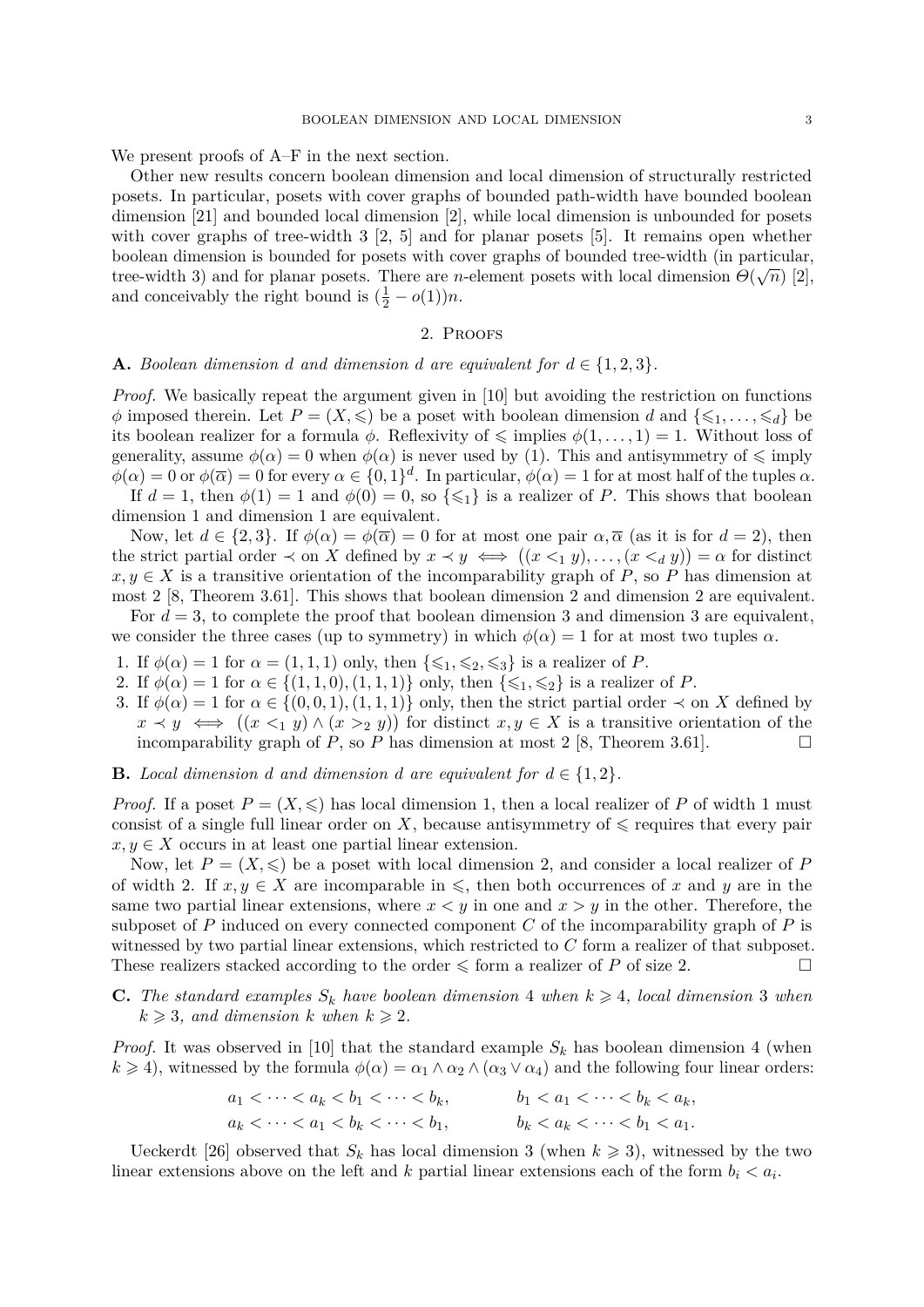We present proofs of A–F in the next section.

Other new results concern boolean dimension and local dimension of structurally restricted posets. In particular, posets with cover graphs of bounded path-width have bounded boolean dimension [21] and bounded local dimension [2], while local dimension is unbounded for posets with cover graphs of tree-width 3 [2, 5] and for planar posets [5]. It remains open whether boolean dimension is bounded for posets with cover graphs of bounded tree-width (in particular, tree-width 3) and for planar posets. There are $n$-element posets with local dimension $\Theta(\sqrt{n})$ [2], and conceivably the right bound is $(\frac{1}{2} - o(1))n$.

## 2. Proofs

**A.** *Boolean dimension $d$ and dimension $d$ are equivalent for $d \in \{1, 2, 3\}$.*

*Proof.* We basically repeat the argument given in [10] but avoiding the restriction on functions $\phi$ imposed therein. Let $P = (X, \leqslant)$ be a poset with boolean dimension $d$ and $\{\leqslant_1, \ldots, \leqslant_d\}$ be its boolean realizer for a formula $\phi$. Reflexivity of $\leqslant$ implies $\phi(1, \ldots, 1) = 1$. Without loss of generality, assume $\phi(\alpha) = 0$ when $\phi(\alpha)$ is never used by (1). This and antisymmetry of $\leqslant$ imply $\phi(\alpha) = 0$ or $\phi(\overline{\alpha}) = 0$ for every $\alpha \in \{0, 1\}^d$. In particular, $\phi(\alpha) = 1$ for at most half of the tuples $\alpha$.

If $d = 1$, then $\phi(1) = 1$ and $\phi(0) = 0$, so $\{\leqslant_1\}$ is a realizer of $P$. This shows that boolean dimension 1 and dimension 1 are equivalent.

Now, let $d \in \{2, 3\}$. If $\phi(\alpha) = \phi(\overline{\alpha}) = 0$ for at most one pair $\alpha, \overline{\alpha}$ (as it is for $d = 2$), then the strict partial order $\prec$ on $X$ defined by $x \prec y \iff ((x <_1 y), \ldots, (x <_d y)) = \alpha$ for distinct $x, y \in X$ is a transitive orientation of the incomparability graph of $P$, so $P$ has dimension at most 2 [8, Theorem 3.61]. This shows that boolean dimension 2 and dimension 2 are equivalent.

For $d = 3$, to complete the proof that boolean dimension 3 and dimension 3 are equivalent, we consider the three cases (up to symmetry) in which $\phi(\alpha) = 1$ for at most two tuples $\alpha$.

1. If $\phi(\alpha) = 1$ for $\alpha = (1, 1, 1)$ only, then $\{\leqslant_1, \leqslant_2, \leqslant_3\}$ is a realizer of $P$.
2. If $\phi(\alpha) = 1$ for $\alpha \in \{(1, 1, 0), (1, 1, 1)\}$ only, then $\{\leqslant_1, \leqslant_2\}$ is a realizer of $P$.
3. If $\phi(\alpha) = 1$ for $\alpha \in \{(0, 0, 1), (1, 1, 1)\}$ only, then the strict partial order $\prec$ on $X$ defined by $x \prec y \iff ((x <_1 y) \wedge (x >_2 y))$ for distinct $x, y \in X$ is a transitive orientation of the incomparability graph of $P$, so $P$ has dimension at most 2 [8, Theorem 3.61]. $\square$

**B.** *Local dimension $d$ and dimension $d$ are equivalent for $d \in \{1, 2\}$.*

*Proof.* If a poset $P = (X, \leqslant)$ has local dimension 1, then a local realizer of $P$ of width 1 must consist of a single full linear order on $X$, because antisymmetry of $\leqslant$ requires that every pair $x, y \in X$ occurs in at least one partial linear extension.

Now, let $P = (X, \leqslant)$ be a poset with local dimension 2, and consider a local realizer of $P$ of width 2. If $x, y \in X$ are incomparable in $\leqslant$, then both occurrences of $x$ and $y$ are in the same two partial linear extensions, where $x < y$ in one and $x > y$ in the other. Therefore, the subposet of $P$ induced on every connected component $C$ of the incomparability graph of $P$ is witnessed by two partial linear extensions, which restricted to $C$ form a realizer of that subposet. These realizers stacked according to the order $\leqslant$ form a realizer of $P$ of size 2. $\square$

**C.** *The standard examples $S_k$ have boolean dimension 4 when $k \geqslant 4$, local dimension 3 when $k \geqslant 3$, and dimension $k$ when $k \geqslant 2$.*

*Proof.* It was observed in [10] that the standard example $S_k$ has boolean dimension 4 (when $k \geqslant 4$), witnessed by the formula $\phi(\alpha) = \alpha_1 \wedge \alpha_2 \wedge (\alpha_3 \vee \alpha_4)$ and the following four linear orders:

$$a_1 < \cdots < a_k < b_1 < \cdots < b_k, \qquad b_1 < a_1 < \cdots < b_k < a_k,$$
$$a_k < \cdots < a_1 < b_k < \cdots < b_1, \qquad b_k < a_k < \cdots < b_1 < a_1.$$

Ueckerdt [26] observed that $S_k$ has local dimension 3 (when $k \geqslant 3$), witnessed by the two linear extensions above on the left and $k$ partial linear extensions each of the form $b_i < a_i$.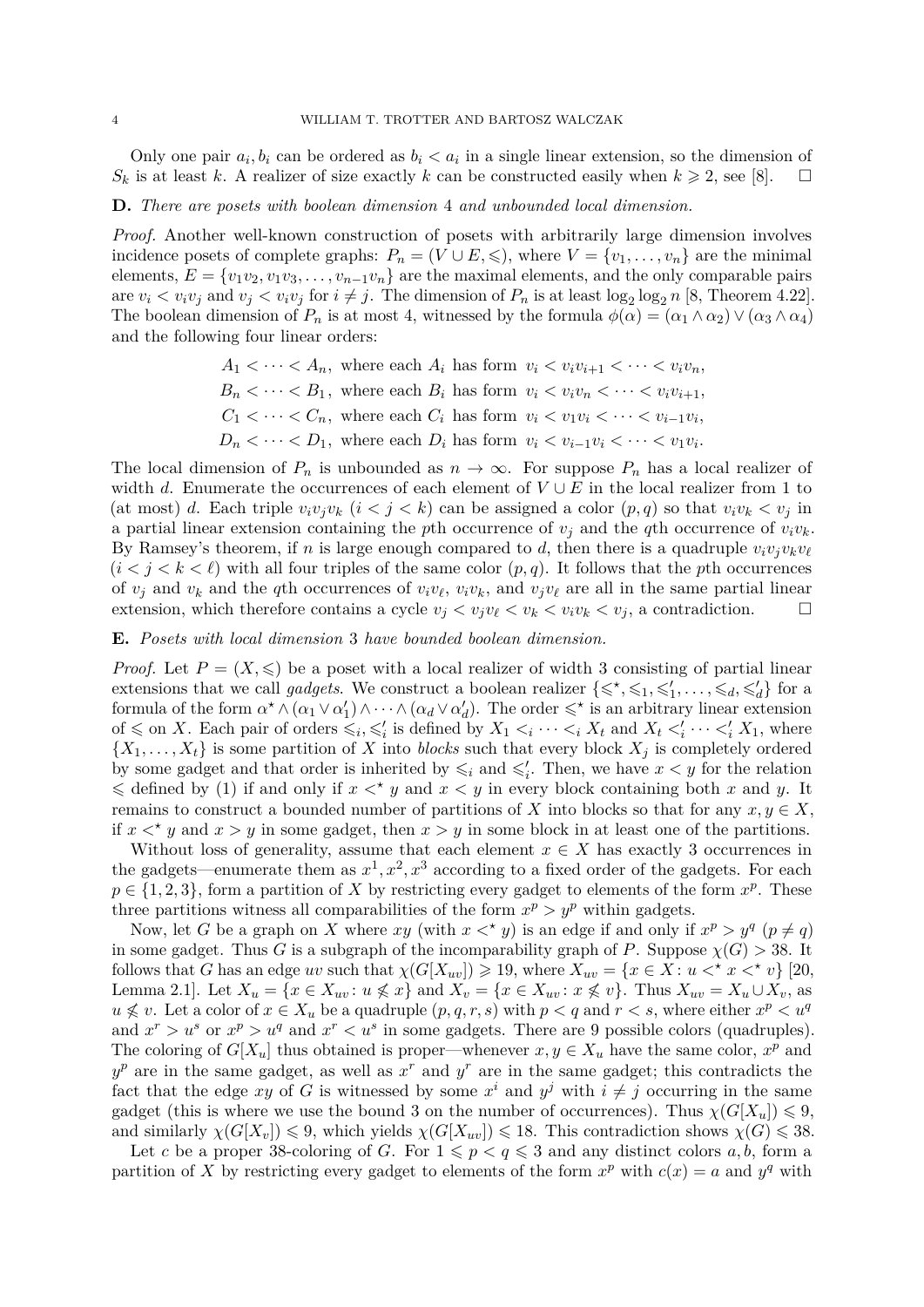Only one pair $a_i, b_i$ can be ordered as $b_i < a_i$ in a single linear extension, so the dimension of $S_k$ is at least $k$. A realizer of size exactly $k$ can be constructed easily when $k \geqslant 2$, see [8]. $\square$

**D.** *There are posets with boolean dimension* 4 *and unbounded local dimension.*

*Proof.* Another well-known construction of posets with arbitrarily large dimension involves incidence posets of complete graphs: $P_n = (V \cup E, \leqslant)$, where $V = \{v_1, \ldots, v_n\}$ are the minimal elements, $E = \{v_1v_2, v_1v_3, \ldots, v_{n-1}v_n\}$ are the maximal elements, and the only comparable pairs are $v_i < v_iv_j$ and $v_j < v_iv_j$ for $i \neq j$. The dimension of $P_n$ is at least $\log_2 \log_2 n$ [8, Theorem 4.22]. The boolean dimension of $P_n$ is at most 4, witnessed by the formula $\phi(\alpha) = (\alpha_1 \wedge \alpha_2) \vee (\alpha_3 \wedge \alpha_4)$ and the following four linear orders:

$$
\begin{aligned}
&A_1 < \cdots < A_n, \text{ where each } A_i \text{ has form } v_i < v_iv_{i+1} < \cdots < v_iv_n,\\
&B_n < \cdots < B_1, \text{ where each } B_i \text{ has form } v_i < v_iv_n < \cdots < v_iv_{i+1},\\
&C_1 < \cdots < C_n, \text{ where each } C_i \text{ has form } v_i < v_1v_i < \cdots < v_{i-1}v_i,\\
&D_n < \cdots < D_1, \text{ where each } D_i \text{ has form } v_i < v_{i-1}v_i < \cdots < v_1v_i.
\end{aligned}
$$

The local dimension of $P_n$ is unbounded as $n \to \infty$. For suppose $P_n$ has a local realizer of width $d$. Enumerate the occurrences of each element of $V \cup E$ in the local realizer from 1 to (at most) $d$. Each triple $v_iv_jv_k$ $(i < j < k)$ can be assigned a color $(p, q)$ so that $v_iv_k < v_j$ in a partial linear extension containing the $p$th occurrence of $v_j$ and the $q$th occurrence of $v_iv_k$. By Ramsey's theorem, if $n$ is large enough compared to $d$, then there is a quadruple $v_iv_jv_kv_\ell$ $(i < j < k < \ell)$ with all four triples of the same color $(p, q)$. It follows that the $p$th occurrences of $v_j$ and $v_k$ and the $q$th occurrences of $v_iv_\ell$, $v_iv_k$, and $v_jv_\ell$ are all in the same partial linear extension, which therefore contains a cycle $v_j < v_jv_\ell < v_k < v_iv_k < v_j$, a contradiction. $\square$

**E.** *Posets with local dimension* 3 *have bounded boolean dimension.*

*Proof.* Let $P = (X, \leqslant)$ be a poset with a local realizer of width 3 consisting of partial linear extensions that we call *gadgets*. We construct a boolean realizer $\{\leqslant^\star, \leqslant_1, \leqslant'_1, \ldots, \leqslant_d, \leqslant'_d\}$ for a formula of the form $\alpha^\star \wedge (\alpha_1 \vee \alpha'_1) \wedge \cdots \wedge (\alpha_d \vee \alpha'_d)$. The order $\leqslant^\star$ is an arbitrary linear extension of $\leqslant$ on $X$. Each pair of orders $\leqslant_i, \leqslant'_i$ is defined by $X_1 <_i \cdots <_i X_t$ and $X_t <'_i \cdots <'_i X_1$, where $\{X_1, \ldots, X_t\}$ is some partition of $X$ into *blocks* such that every block $X_j$ is completely ordered by some gadget and that order is inherited by $\leqslant_i$ and $\leqslant'_i$. Then, we have $x < y$ for the relation $\leqslant$ defined by (1) if and only if $x <^\star y$ and $x < y$ in every block containing both $x$ and $y$. It remains to construct a bounded number of partitions of $X$ into blocks so that for any $x, y \in X$, if $x <^\star y$ and $x > y$ in some gadget, then $x > y$ in some block in at least one of the partitions.

Without loss of generality, assume that each element $x \in X$ has exactly 3 occurrences in the gadgets—enumerate them as $x^1, x^2, x^3$ according to a fixed order of the gadgets. For each $p \in \{1, 2, 3\}$, form a partition of $X$ by restricting every gadget to elements of the form $x^p$. These three partitions witness all comparabilities of the form $x^p > y^p$ within gadgets.

Now, let $G$ be a graph on $X$ where $xy$ (with $x <^\star y$) is an edge if and only if $x^p > y^q$ $(p \neq q)$ in some gadget. Thus $G$ is a subgraph of the incomparability graph of $P$. Suppose $\chi(G) > 38$. It follows that $G$ has an edge $uv$ such that $\chi(G[X_{uv}]) \geqslant 19$, where $X_{uv} = \{x \in X : u <^\star x <^\star v\}$ [20, Lemma 2.1]. Let $X_u = \{x \in X_{uv} : u \nleqslant x\}$ and $X_v = \{x \in X_{uv} : x \nleqslant v\}$. Thus $X_{uv} = X_u \cup X_v$, as $u \nleqslant v$. Let a color of $x \in X_u$ be a quadruple $(p, q, r, s)$ with $p < q$ and $r < s$, where either $x^p < u^q$ and $x^r > u^s$ or $x^p > u^q$ and $x^r < u^s$ in some gadgets. There are 9 possible colors (quadruples). The coloring of $G[X_u]$ thus obtained is proper—whenever $x, y \in X_u$ have the same color, $x^p$ and $y^p$ are in the same gadget, as well as $x^r$ and $y^r$ are in the same gadget; this contradicts the fact that the edge $xy$ of $G$ is witnessed by some $x^i$ and $y^j$ with $i \neq j$ occurring in the same gadget (this is where we use the bound 3 on the number of occurrences). Thus $\chi(G[X_u]) \leqslant 9$, and similarly $\chi(G[X_v]) \leqslant 9$, which yields $\chi(G[X_{uv}]) \leqslant 18$. This contradiction shows $\chi(G) \leqslant 38$.

Let $c$ be a proper 38-coloring of $G$. For $1 \leqslant p < q \leqslant 3$ and any distinct colors $a, b$, form a partition of $X$ by restricting every gadget to elements of the form $x^p$ with $c(x) = a$ and $y^q$ with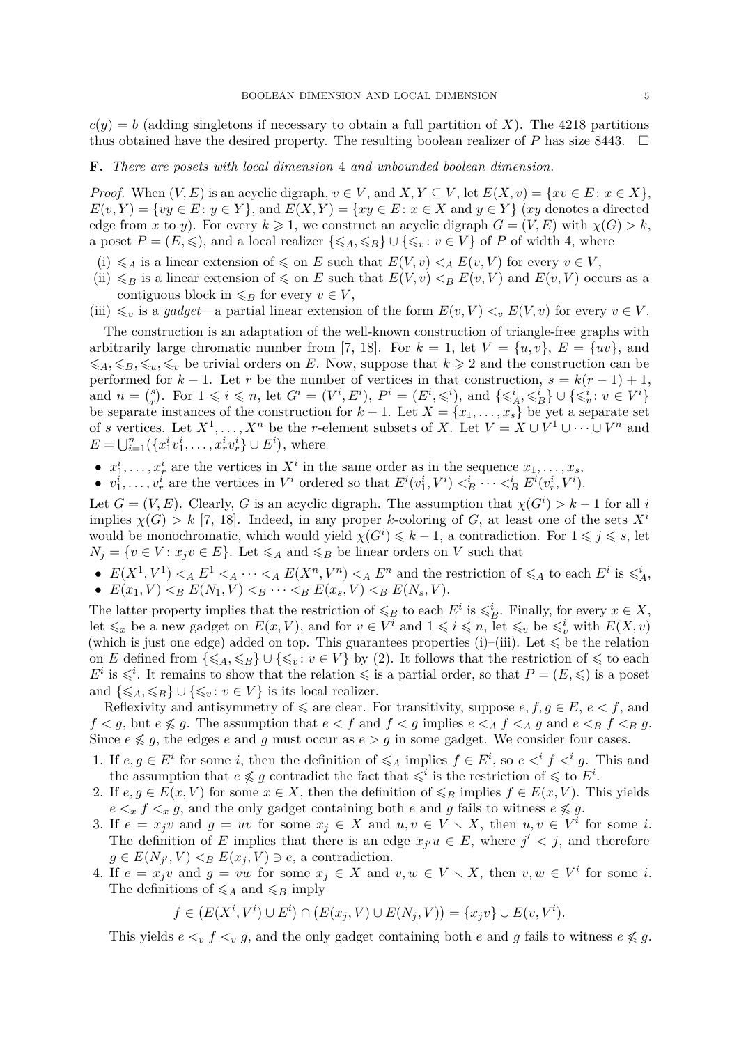$c(y) = b$ (adding singletons if necessary to obtain a full partition of $X$). The 4218 partitions thus obtained have the desired property. The resulting boolean realizer of $P$ has size 8443. $\square$

**F.** *There are posets with local dimension* 4 *and unbounded boolean dimension.*

*Proof.* When $(V, E)$ is an acyclic digraph, $v \in V$, and $X, Y \subseteq V$, let $E(X, v) = \{xv \in E \colon x \in X\}$, $E(v, Y) = \{vy \in E \colon y \in Y\}$, and $E(X, Y) = \{xy \in E \colon x \in X \text{ and } y \in Y\}$ ($xy$ denotes a directed edge from $x$ to $y$). For every $k \geqslant 1$, we construct an acyclic digraph $G = (V, E)$ with $\chi(G) > k$, a poset $P = (E, \leqslant)$, and a local realizer $\{\leqslant_A, \leqslant_B\} \cup \{\leqslant_v \colon v \in V\}$ of $P$ of width 4, where

(i) $\leqslant_A$ is a linear extension of $\leqslant$ on $E$ such that $E(V, v) <_A E(v, V)$ for every $v \in V$,
(ii) $\leqslant_B$ is a linear extension of $\leqslant$ on $E$ such that $E(V, v) <_B E(v, V)$ and $E(v, V)$ occurs as a contiguous block in $\leqslant_B$ for every $v \in V$,
(iii) $\leqslant_v$ is a *gadget*—a partial linear extension of the form $E(v, V) <_v E(V, v)$ for every $v \in V$.

The construction is an adaptation of the well-known construction of triangle-free graphs with arbitrarily large chromatic number from [7, 18]. For $k = 1$, let $V = \{u, v\}$, $E = \{uv\}$, and $\leqslant_A, \leqslant_B, \leqslant_u, \leqslant_v$ be trivial orders on $E$. Now, suppose that $k \geqslant 2$ and the construction can be performed for $k - 1$. Let $r$ be the number of vertices in that construction, $s = k(r - 1) + 1$, and $n = \binom{s}{r}$. For $1 \leqslant i \leqslant n$, let $G^i = (V^i, E^i)$, $P^i = (E^i, \leqslant^i)$, and $\{\leqslant^i_A, \leqslant^i_B\} \cup \{\leqslant^i_v \colon v \in V^i\}$ be separate instances of the construction for $k - 1$. Let $X = \{x_1, \ldots, x_s\}$ be yet a separate set of $s$ vertices. Let $X^1, \ldots, X^n$ be the $r$-element subsets of $X$. Let $V = X \cup V^1 \cup \cdots \cup V^n$ and $E = \bigcup_{i=1}^n \bigl(\{x^i_1 v^i_1, \ldots, x^i_r v^i_r\} \cup E^i\bigr)$, where

- $x^i_1, \ldots, x^i_r$ are the vertices in $X^i$ in the same order as in the sequence $x_1, \ldots, x_s$,
- $v^i_1, \ldots, v^i_r$ are the vertices in $V^i$ ordered so that $E^i(v^i_1, V^i) <^i_B \cdots <^i_B E^i(v^i_r, V^i)$.

Let $G = (V, E)$. Clearly, $G$ is an acyclic digraph. The assumption that $\chi(G^i) > k - 1$ for all $i$ implies $\chi(G) > k$ [7, 18]. Indeed, in any proper $k$-coloring of $G$, at least one of the sets $X^i$ would be monochromatic, which would yield $\chi(G^i) \leqslant k - 1$, a contradiction. For $1 \leqslant j \leqslant s$, let $N_j = \{v \in V \colon x_j v \in E\}$. Let $\leqslant_A$ and $\leqslant_B$ be linear orders on $V$ such that

- $E(X^1, V^1) <_A E^1 <_A \cdots <_A E(X^n, V^n) <_A E^n$ and the restriction of $\leqslant_A$ to each $E^i$ is $\leqslant^i_A$,
- $E(x_1, V) <_B E(N_1, V) <_B \cdots <_B E(x_s, V) <_B E(N_s, V)$.

The latter property implies that the restriction of $\leqslant_B$ to each $E^i$ is $\leqslant^i_B$. Finally, for every $x \in X$, let $\leqslant_x$ be a new gadget on $E(x, V)$, and for $v \in V^i$ and $1 \leqslant i \leqslant n$, let $\leqslant_v$ be $\leqslant^i_v$ with $E(X, v)$ (which is just one edge) added on top. This guarantees properties (i)–(iii). Let $\leqslant$ be the relation on $E$ defined from $\{\leqslant_A, \leqslant_B\} \cup \{\leqslant_v \colon v \in V\}$ by (2). It follows that the restriction of $\leqslant$ to each $E^i$ is $\leqslant^i$. It remains to show that the relation $\leqslant$ is a partial order, so that $P = (E, \leqslant)$ is a poset and $\{\leqslant_A, \leqslant_B\} \cup \{\leqslant_v \colon v \in V\}$ is its local realizer.

Reflexivity and antisymmetry of $\leqslant$ are clear. For transitivity, suppose $e, f, g \in E$, $e < f$, and $f < g$, but $e \nleqslant g$. The assumption that $e < f$ and $f < g$ implies $e <_A f <_A g$ and $e <_B f <_B g$. Since $e \nleqslant g$, the edges $e$ and $g$ must occur as $e > g$ in some gadget. We consider four cases.

1. If $e, g \in E^i$ for some $i$, then the definition of $\leqslant_A$ implies $f \in E^i$, so $e <^i f <^i g$. This and the assumption that $e \nleqslant g$ contradict the fact that $\leqslant^i$ is the restriction of $\leqslant$ to $E^i$.
2. If $e, g \in E(x, V)$ for some $x \in X$, then the definition of $\leqslant_B$ implies $f \in E(x, V)$. This yields $e <_x f <_x g$, and the only gadget containing both $e$ and $g$ fails to witness $e \nleqslant g$.
3. If $e = x_j v$ and $g = uv$ for some $x_j \in X$ and $u, v \in V \setminus X$, then $u, v \in V^i$ for some $i$. The definition of $E$ implies that there is an edge $x_{j'} u \in E$, where $j' < j$, and therefore $g \in E(N_{j'}, V) <_B E(x_j, V) \ni e$, a contradiction.
4. If $e = x_j v$ and $g = vw$ for some $x_j \in X$ and $v, w \in V \setminus X$, then $v, w \in V^i$ for some $i$. The definitions of $\leqslant_A$ and $\leqslant_B$ imply
$$f \in \bigl(E(X^i, V^i) \cup E^i\bigr) \cap \bigl(E(x_j, V) \cup E(N_j, V)\bigr) = \{x_j v\} \cup E(v, V^i).$$
This yields $e <_v f <_v g$, and the only gadget containing both $e$ and $g$ fails to witness $e \nleqslant g$.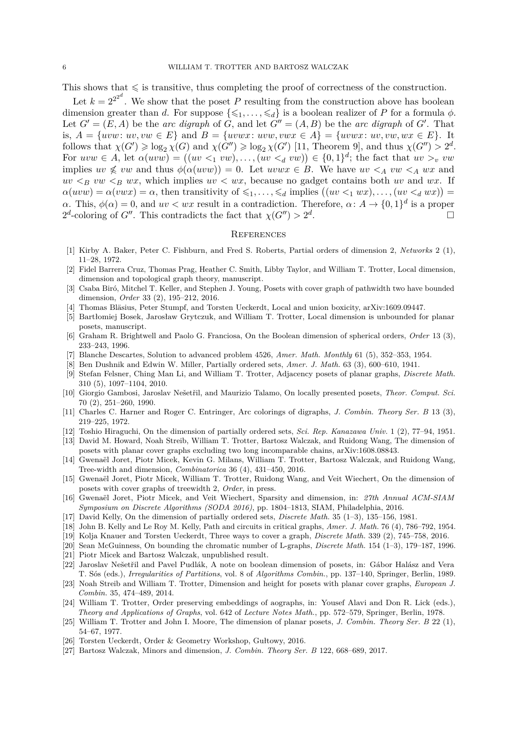This shows that $\leqslant$ is transitive, thus completing the proof of correctness of the construction.

Let $k = 2^{2^{2^d}}$. We show that the poset $P$ resulting from the construction above has boolean dimension greater than $d$. For suppose $\{\leqslant_1, \ldots, \leqslant_d\}$ is a boolean realizer of $P$ for a formula $\phi$. Let $G' = (E, A)$ be the *arc digraph* of $G$, and let $G'' = (A, B)$ be the *arc digraph* of $G'$. That is, $A = \{uvw \colon uv, vw \in E\}$ and $B = \{uvwx \colon uvw, vwx \in A\} = \{uvwx \colon uv, vw, wx \in E\}$. It follows that $\chi(G') \geqslant \log_2 \chi(G)$ and $\chi(G'') \geqslant \log_2 \chi(G')$ [11, Theorem 9], and thus $\chi(G'') > 2^d$. For $uvw \in A$, let $\alpha(uvw) = \big((uv <_1 vw), \ldots, (uv <_d vw)\big) \in \{0,1\}^d$; the fact that $uv >_v vw$ implies $uv \nleqslant vw$ and thus $\phi(\alpha(uvw)) = 0$. Let $uvwx \in B$. We have $uv <_A vw <_A wx$ and $uv <_B vw <_B wx$, which implies $uv < wx$, because no gadget contains both $uv$ and $wx$. If $\alpha(uvw) = \alpha(vwx) = \alpha$, then transitivity of $\leqslant_1, \ldots, \leqslant_d$ implies $\big((uv <_1 wx), \ldots, (uv <_d wx)\big) = \alpha$. This, $\phi(\alpha) = 0$, and $uv < wx$ result in a contradiction. Therefore, $\alpha \colon A \to \{0,1\}^d$ is a proper $2^d$-coloring of $G''$. This contradicts the fact that $\chi(G'') > 2^d$. $\square$

## References

[1] Kirby A. Baker, Peter C. Fishburn, and Fred S. Roberts, Partial orders of dimension 2, *Networks* 2 (1), 11–28, 1972.

[2] Fidel Barrera Cruz, Thomas Prag, Heather C. Smith, Libby Taylor, and William T. Trotter, Local dimension, dimension and topological graph theory, manuscript.

[3] Csaba Biró, Mitchel T. Keller, and Stephen J. Young, Posets with cover graph of pathwidth two have bounded dimension, *Order* 33 (2), 195–212, 2016.

[4] Thomas Bläsius, Peter Stumpf, and Torsten Ueckerdt, Local and union boxicity, arXiv:1609.09447.

[5] Bartłomiej Bosek, Jarosław Grytczuk, and William T. Trotter, Local dimension is unbounded for planar posets, manuscript.

[6] Graham R. Brightwell and Paolo G. Franciosa, On the Boolean dimension of spherical orders, *Order* 13 (3), 233–243, 1996.

[7] Blanche Descartes, Solution to advanced problem 4526, *Amer. Math. Monthly* 61 (5), 352–353, 1954.

[8] Ben Dushnik and Edwin W. Miller, Partially ordered sets, *Amer. J. Math.* 63 (3), 600–610, 1941.

[9] Stefan Felsner, Ching Man Li, and William T. Trotter, Adjacency posets of planar graphs, *Discrete Math.* 310 (5), 1097–1104, 2010.

[10] Giorgio Gambosi, Jaroslav Nešetřil, and Maurizio Talamo, On locally presented posets, *Theor. Comput. Sci.* 70 (2), 251–260, 1990.

[11] Charles C. Harner and Roger C. Entringer, Arc colorings of digraphs, *J. Combin. Theory Ser. B* 13 (3), 219–225, 1972.

[12] Toshio Hiraguchi, On the dimension of partially ordered sets, *Sci. Rep. Kanazawa Univ.* 1 (2), 77–94, 1951.

[13] David M. Howard, Noah Streib, William T. Trotter, Bartosz Walczak, and Ruidong Wang, The dimension of posets with planar cover graphs excluding two long incomparable chains, arXiv:1608.08843.

[14] Gwenaël Joret, Piotr Micek, Kevin G. Milans, William T. Trotter, Bartosz Walczak, and Ruidong Wang, Tree-width and dimension, *Combinatorica* 36 (4), 431–450, 2016.

[15] Gwenaël Joret, Piotr Micek, William T. Trotter, Ruidong Wang, and Veit Wiechert, On the dimension of posets with cover graphs of treewidth 2, *Order*, in press.

[16] Gwenaël Joret, Piotr Micek, and Veit Wiechert, Sparsity and dimension, in: *27th Annual ACM-SIAM Symposium on Discrete Algorithms (SODA 2016)*, pp. 1804–1813, SIAM, Philadelphia, 2016.

[17] David Kelly, On the dimension of partially ordered sets, *Discrete Math.* 35 (1–3), 135–156, 1981.

[18] John B. Kelly and Le Roy M. Kelly, Path and circuits in critical graphs, *Amer. J. Math.* 76 (4), 786–792, 1954.

[19] Kolja Knauer and Torsten Ueckerdt, Three ways to cover a graph, *Discrete Math.* 339 (2), 745–758, 2016.

[20] Sean McGuinness, On bounding the chromatic number of L-graphs, *Discrete Math.* 154 (1–3), 179–187, 1996.

[21] Piotr Micek and Bartosz Walczak, unpublished result.

[22] Jaroslav Nešetřil and Pavel Pudlák, A note on boolean dimension of posets, in: Gábor Halász and Vera T. Sós (eds.), *Irregularities of Partitions*, vol. 8 of *Algorithms Combin.*, pp. 137–140, Springer, Berlin, 1989.

[23] Noah Streib and William T. Trotter, Dimension and height for posets with planar cover graphs, *European J. Combin.* 35, 474–489, 2014.

[24] William T. Trotter, Order preserving embeddings of aographs, in: Yousef Alavi and Don R. Lick (eds.), *Theory and Applications of Graphs*, vol. 642 of *Lecture Notes Math.*, pp. 572–579, Springer, Berlin, 1978.

[25] William T. Trotter and John I. Moore, The dimension of planar posets, *J. Combin. Theory Ser. B* 22 (1), 54–67, 1977.

[26] Torsten Ueckerdt, Order & Geometry Workshop, Gułtowy, 2016.

[27] Bartosz Walczak, Minors and dimension, *J. Combin. Theory Ser. B* 122, 668–689, 2017.